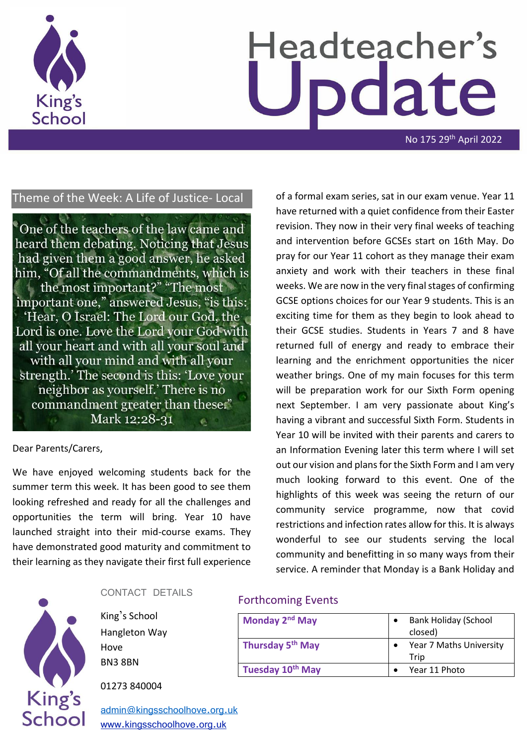# Headteacher's Update

No 175 29th April 2022

## Theme of the Week: A Life of Justice- Local

"One of the teachers of the law came and heard them debating. Noticing that Jesus had given them a good answer, he asked him, "Of all the commandments, which is the most important?" "The most important one," answered Jesus, "is this: 'Hear, O Israel: The Lord our God, the Lord is one. Love the Lord your God with all your heart and with all your soul and with all your mind and with all your strength.' The second is this: 'Love your neighbor as yourself.' There is no commandment greater than these."
Mark 12:28-31

Dear Parents/Carers,

We have enjoyed welcoming students back for the summer term this week. It has been good to see them looking refreshed and ready for all the challenges and opportunities the term will bring. Year 10 have launched straight into their mid-course exams. They have demonstrated good maturity and commitment to their learning as they navigate their first full experience of a formal exam series, sat in our exam venue. Year 11 have returned with a quiet confidence from their Easter revision. They now in their very final weeks of teaching and intervention before GCSEs start on 16th May. Do pray for our Year 11 cohort as they manage their exam anxiety and work with their teachers in these final weeks. We are now in the very final stages of confirming GCSE options choices for our Year 9 students. This is an exciting time for them as they begin to look ahead to their GCSE studies. Students in Years 7 and 8 have returned full of energy and ready to embrace their learning and the enrichment opportunities the nicer weather brings. One of my main focuses for this term will be preparation work for our Sixth Form opening next September. I am very passionate about King's having a vibrant and successful Sixth Form. Students in Year 10 will be invited with their parents and carers to an Information Evening later this term where I will set out our vision and plans for the Sixth Form and I am very much looking forward to this event. One of the highlights of this week was seeing the return of our community service programme, now that covid restrictions and infection rates allow for this. It is always wonderful to see our students serving the local community and benefitting in so many ways from their service. A reminder that Monday is a Bank Holiday and

### CONTACT DETAILS

King's School
Hangleton Way
Hove
BN3 8BN

01273 840004

admin@kingsschoolhove.org.uk
www.kingsschoolhove.org.uk

### Forthcoming Events

| | |
|---|---|
| **Monday 2nd May** | • Bank Holiday (School closed) |
| **Thursday 5th May** | • Year 7 Maths University Trip |
| **Tuesday 10th May** | • Year 11 Photo |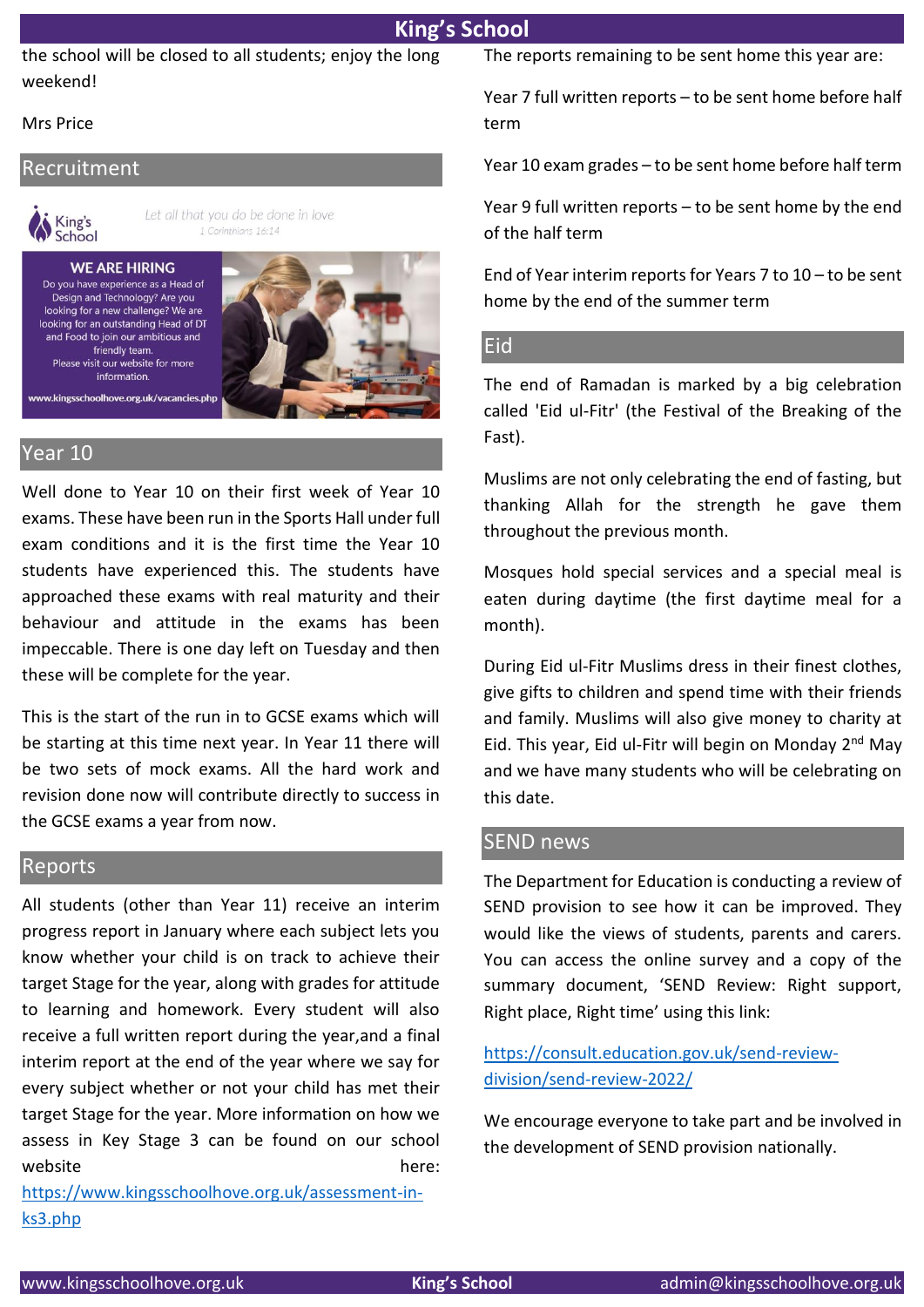the school will be closed to all students; enjoy the long weekend!

Mrs Price

## Recruitment

King's School

*Let all that you do be done in love*
*1 Corinthians 16:14*

**WE ARE HIRING**

Do you have experience as a Head of Design and Technology? Are you looking for a new challenge? We are looking for an outstanding Head of DT and Food to join our ambitious and friendly team.
Please visit our website for more information.

www.kingsschoolhove.org.uk/vacancies.php

## Year 10

Well done to Year 10 on their first week of Year 10 exams. These have been run in the Sports Hall under full exam conditions and it is the first time the Year 10 students have experienced this. The students have approached these exams with real maturity and their behaviour and attitude in the exams has been impeccable. There is one day left on Tuesday and then these will be complete for the year.

This is the start of the run in to GCSE exams which will be starting at this time next year. In Year 11 there will be two sets of mock exams. All the hard work and revision done now will contribute directly to success in the GCSE exams a year from now.

## Reports

All students (other than Year 11) receive an interim progress report in January where each subject lets you know whether your child is on track to achieve their target Stage for the year, along with grades for attitude to learning and homework. Every student will also receive a full written report during the year,and a final interim report at the end of the year where we say for every subject whether or not your child has met their target Stage for the year. More information on how we assess in Key Stage 3 can be found on our school website here: https://www.kingsschoolhove.org.uk/assessment-in-ks3.php

The reports remaining to be sent home this year are:

Year 7 full written reports – to be sent home before half term

Year 10 exam grades – to be sent home before half term

Year 9 full written reports – to be sent home by the end of the half term

End of Year interim reports for Years 7 to 10 – to be sent home by the end of the summer term

## Eid

The end of Ramadan is marked by a big celebration called 'Eid ul-Fitr' (the Festival of the Breaking of the Fast).

Muslims are not only celebrating the end of fasting, but thanking Allah for the strength he gave them throughout the previous month.

Mosques hold special services and a special meal is eaten during daytime (the first daytime meal for a month).

During Eid ul-Fitr Muslims dress in their finest clothes, give gifts to children and spend time with their friends and family. Muslims will also give money to charity at Eid. This year, Eid ul-Fitr will begin on Monday 2nd May and we have many students who will be celebrating on this date.

## SEND news

The Department for Education is conducting a review of SEND provision to see how it can be improved. They would like the views of students, parents and carers. You can access the online survey and a copy of the summary document, 'SEND Review: Right support, Right place, Right time' using this link:

https://consult.education.gov.uk/send-review-division/send-review-2022/

We encourage everyone to take part and be involved in the development of SEND provision nationally.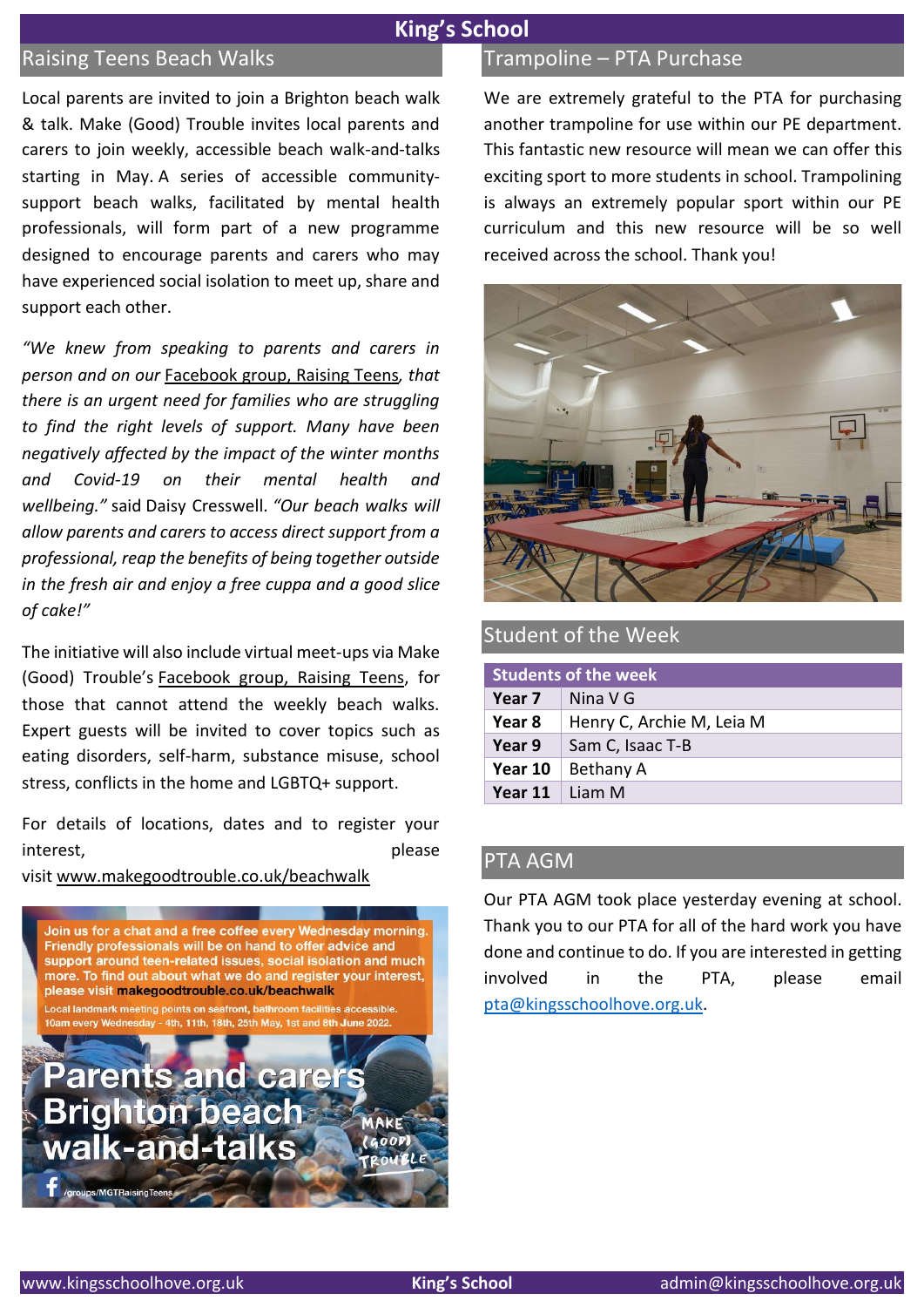# King's School

## Raising Teens Beach Walks

Local parents are invited to join a Brighton beach walk & talk. Make (Good) Trouble invites local parents and carers to join weekly, accessible beach walk-and-talks starting in May. A series of accessible community-support beach walks, facilitated by mental health professionals, will form part of a new programme designed to encourage parents and carers who may have experienced social isolation to meet up, share and support each other.

*"We knew from speaking to parents and carers in person and on our* Facebook group, Raising Teens*, that there is an urgent need for families who are struggling to find the right levels of support. Many have been negatively affected by the impact of the winter months and Covid-19 on their mental health and wellbeing."* said Daisy Cresswell. *"Our beach walks will allow parents and carers to access direct support from a professional, reap the benefits of being together outside in the fresh air and enjoy a free cuppa and a good slice of cake!"*

The initiative will also include virtual meet-ups via Make (Good) Trouble's Facebook group, Raising Teens, for those that cannot attend the weekly beach walks. Expert guests will be invited to cover topics such as eating disorders, self-harm, substance misuse, school stress, conflicts in the home and LGBTQ+ support.

For details of locations, dates and to register your interest, please visit www.makegoodtrouble.co.uk/beachwalk

Join us for a chat and a free coffee every Wednesday morning. Friendly professionals will be on hand to offer advice and support around teen-related issues, social isolation and much more. To find out about what we do and register your interest, please visit **makegoodtrouble.co.uk/beachwalk**

Local landmark meeting points on seafront, bathroom facilities accessible. 10am every Wednesday - 4th, 11th, 18th, 25th May, 1st and 8th June 2022.

**Parents and carers Brighton beach walk-and-talks**

MAKE (GOOD) TROUBLE

/groups/MGTRaisingTeens

## Trampoline – PTA Purchase

We are extremely grateful to the PTA for purchasing another trampoline for use within our PE department. This fantastic new resource will mean we can offer this exciting sport to more students in school. Trampolining is always an extremely popular sport within our PE curriculum and this new resource will be so well received across the school. Thank you!

## Student of the Week

| Students of the week | |
|---|---|
| **Year 7** | Nina V G |
| **Year 8** | Henry C, Archie M, Leia M |
| **Year 9** | Sam C, Isaac T-B |
| **Year 10** | Bethany A |
| **Year 11** | Liam M |

## PTA AGM

Our PTA AGM took place yesterday evening at school. Thank you to our PTA for all of the hard work you have done and continue to do. If you are interested in getting involved in the PTA, please email pta@kingsschoolhove.org.uk.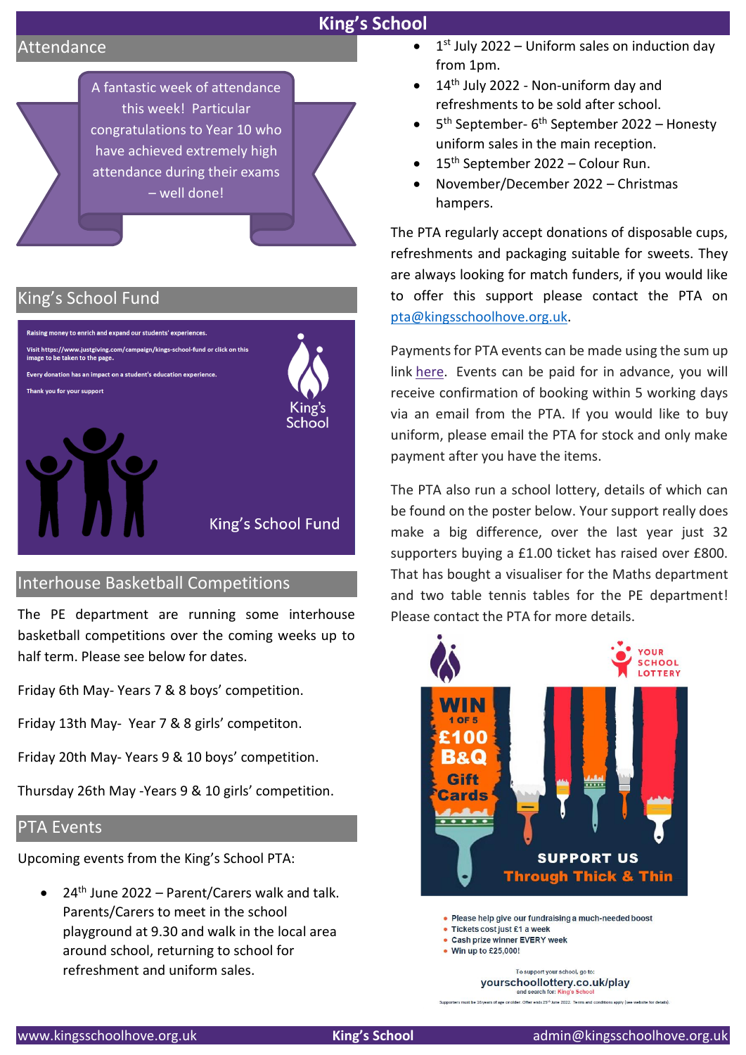## Attendance

A fantastic week of attendance this week! Particular congratulations to Year 10 who have achieved extremely high attendance during their exams – well done!

## King's School Fund

Raising money to enrich and expand our students' experiences.

Visit https://www.justgiving.com/campaign/kings-school-fund or click on this image to be taken to the page.

Every donation has an impact on a student's education experience.

Thank you for your support

King's School

King's School Fund

## Interhouse Basketball Competitions

The PE department are running some interhouse basketball competitions over the coming weeks up to half term. Please see below for dates.

Friday 6th May- Years 7 & 8 boys' competition.

Friday 13th May- Year 7 & 8 girls' competiton.

Friday 20th May- Years 9 & 10 boys' competition.

Thursday 26th May -Years 9 & 10 girls' competition.

## PTA Events

Upcoming events from the King's School PTA:

- 24th June 2022 – Parent/Carers walk and talk. Parents/Carers to meet in the school playground at 9.30 and walk in the local area around school, returning to school for refreshment and uniform sales.
- 1st July 2022 – Uniform sales on induction day from 1pm.
- 14th July 2022 - Non-uniform day and refreshments to be sold after school.
- 5th September- 6th September 2022 – Honesty uniform sales in the main reception.
- 15th September 2022 – Colour Run.
- November/December 2022 – Christmas hampers.

The PTA regularly accept donations of disposable cups, refreshments and packaging suitable for sweets. They are always looking for match funders, if you would like to offer this support please contact the PTA on pta@kingsschoolhove.org.uk.

Payments for PTA events can be made using the sum up link here. Events can be paid for in advance, you will receive confirmation of booking within 5 working days via an email from the PTA. If you would like to buy uniform, please email the PTA for stock and only make payment after you have the items.

The PTA also run a school lottery, details of which can be found on the poster below. Your support really does make a big difference, over the last year just 32 supporters buying a £1.00 ticket has raised over £800. That has bought a visualiser for the Maths department and two table tennis tables for the PE department! Please contact the PTA for more details.

YOUR SCHOOL LOTTERY

WIN 1 OF 5 £100 B&Q Gift Cards

SUPPORT US Through Thick & Thin

- Please help give our fundraising a much-needed boost
- Tickets cost just £1 a week
- Cash prize winner EVERY week
- Win up to £25,000!

To support your school, go to: yourschoollottery.co.uk/play and search for: King's School

Supporters must be 16 years of age or older. Offer ends 25th June 2022. Terms and conditions apply (see website for details).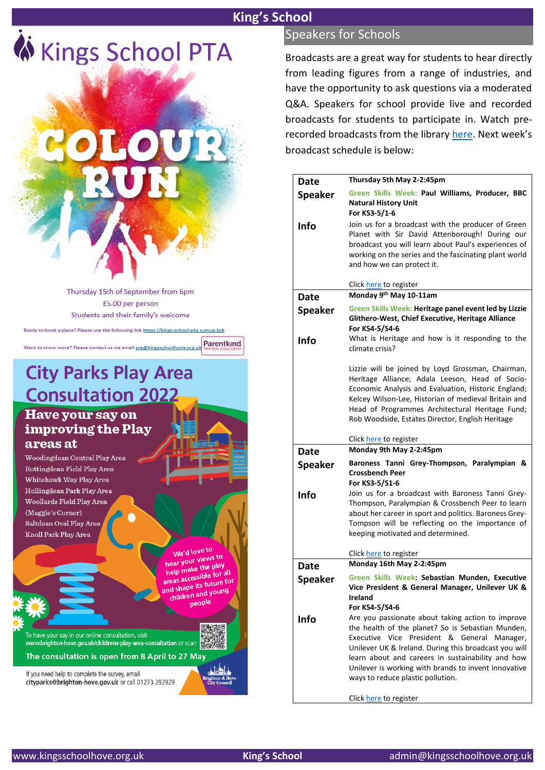# Kings School PTA

# COLOUR RUN

Thursday 15th of September from 6pm

£5.00 per person

Students and their family's welcome

Ready to book a place? Please use the following link https://kings-school-pta.sumup.link

Want to know more? Please contact us via email pta@kingsschoolhove.org.uk

Parentkind Member Association

# City Parks Play Area Consultation 2022

## Have your say on improving the Play areas at

Woodingdean Central Play Area
Rottingdean Field Play Area
Whitehawk Way Play Area
Hollingdean Park Play Area
Woollards Field Play Area (Maggie's Corner)
Saltdean Oval Play Area
Knoll Park Play Area

We'd love to hear your views to help make the play areas accessible for all and shape its future for children and young people

To have your say in our online consultation, visit www.brighton-hove.gov.uk/childrens-play-area-consultation or scan

**The consultation is open from 8 April to 27 May**

If you need help to complete the survey, email cityparks@brighton-hove.gov.uk or call 01273 292929

Brighton & Hove City Council

## Speakers for Schools

Broadcasts are a great way for students to hear directly from leading figures from a range of industries, and have the opportunity to ask questions via a moderated Q&A. Speakers for school provide live and recorded broadcasts for students to participate in. Watch pre-recorded broadcasts from the library here. Next week's broadcast schedule is below:

| | |
|---|---|
| **Date** | **Thursday 5th May 2-2:45pm** |
| **Speaker** | **Green Skills Week: Paul Williams, Producer, BBC Natural History Unit** **For KS3-5/1-6** |
| **Info** | Join us for a broadcast with the producer of Green Planet with Sir David Attenborough! During our broadcast you will learn about Paul's experiences of working on the series and the fascinating plant world and how we can protect it. Click here to register |
| **Date** | **Monday 9th May 10-11am** |
| **Speaker** | **Green Skills Week: Heritage panel event led by Lizzie Glithero-West, Chief Executive, Heritage Alliance** **For KS4-5/S4-6** |
| **Info** | What is Heritage and how is it responding to the climate crisis? Lizzie will be joined by Loyd Grossman, Chairman, Heritage Alliance; Adala Leeson, Head of Socio-Economic Analysis and Evaluation, Historic England; Kelcey Wilson-Lee, Historian of medieval Britain and Head of Programmes Architectural Heritage Fund; Rob Woodside, Estates Director, English Heritage. Click here to register |
| **Date** | **Monday 9th May 2-2:45pm** |
| **Speaker** | **Baroness Tanni Grey-Thompson, Paralympian & Crossbench Peer** **For KS3-5/S1-6** |
| **Info** | Join us for a broadcast with Baroness Tanni Grey-Thompson, Paralympian & Crossbench Peer to learn about her career in sport and politics. Baroness Grey-Tompson will be reflecting on the importance of keeping motivated and determined. Click here to register |
| **Date** | **Monday 16th May 2-2:45pm** |
| **Speaker** | **Green Skills Week: Sebastian Munden, Executive Vice President & General Manager, Unilever UK & Ireland** **For KS4-5/S4-6** |
| **Info** | Are you passionate about taking action to improve the health of the planet? So is Sebastian Munden, Executive Vice President & General Manager, Unilever UK & Ireland. During this broadcast you will learn about and careers in sustainability and how Unilever is working with brands to invent innovative ways to reduce plastic pollution. Click here to register |